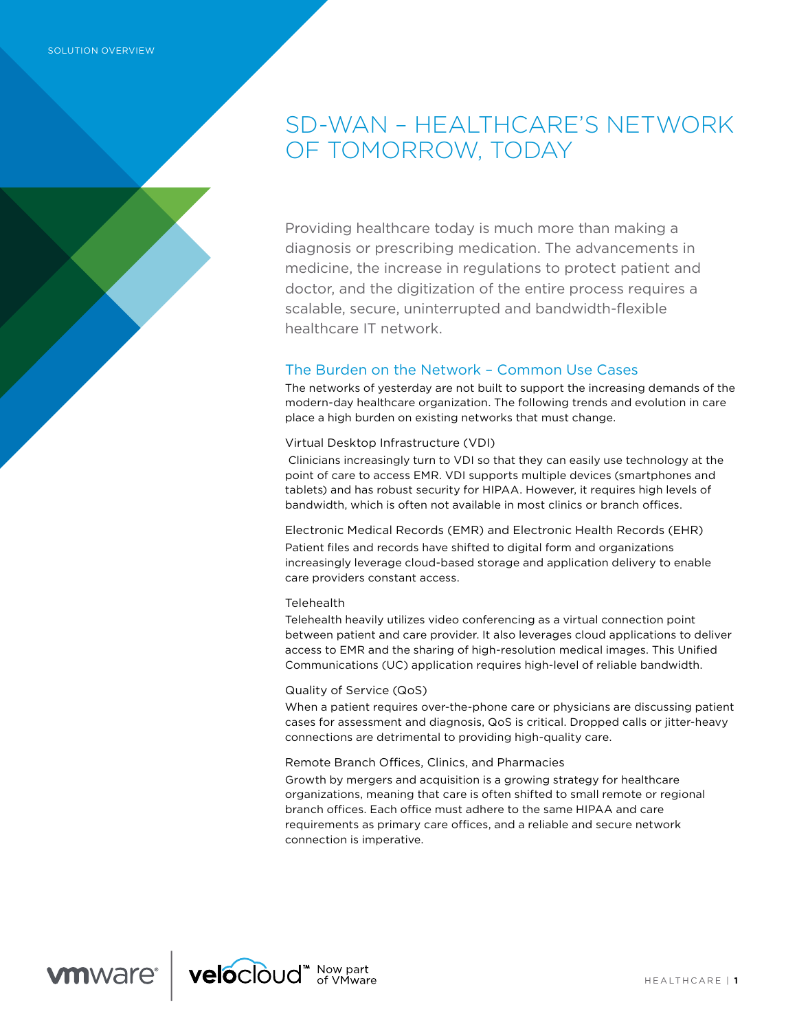SOLUTION OVERVIEW

# SD-WAN – HEALTHCARE'S NETWORK OF TOMORROW, TODAY

Providing healthcare today is much more than making a diagnosis or prescribing medication. The advancements in medicine, the increase in regulations to protect patient and doctor, and the digitization of the entire process requires a scalable, secure, uninterrupted and bandwidth-flexible healthcare IT network.

## The Burden on the Network – Common Use Cases

The networks of yesterday are not built to support the increasing demands of the modern-day healthcare organization. The following trends and evolution in care place a high burden on existing networks that must change.

### Virtual Desktop Infrastructure (VDI)

Clinicians increasingly turn to VDI so that they can easily use technology at the point of care to access EMR. VDI supports multiple devices (smartphones and tablets) and has robust security for HIPAA. However, it requires high levels of bandwidth, which is often not available in most clinics or branch offices.

### Electronic Medical Records (EMR) and Electronic Health Records (EHR)

Patient files and records have shifted to digital form and organizations increasingly leverage cloud-based storage and application delivery to enable care providers constant access.

### Telehealth

Telehealth heavily utilizes video conferencing as a virtual connection point between patient and care provider. It also leverages cloud applications to deliver access to EMR and the sharing of high-resolution medical images. This Unified Communications (UC) application requires high-level of reliable bandwidth.

### Quality of Service (QoS)

When a patient requires over-the-phone care or physicians are discussing patient cases for assessment and diagnosis, QoS is critical. Dropped calls or jitter-heavy connections are detrimental to providing high-quality care.

### Remote Branch Offices, Clinics, and Pharmacies

Growth by mergers and acquisition is a growing strategy for healthcare organizations, meaning that care is often shifted to small remote or regional branch offices. Each office must adhere to the same HIPAA and care requirements as primary care offices, and a reliable and secure network connection is imperative.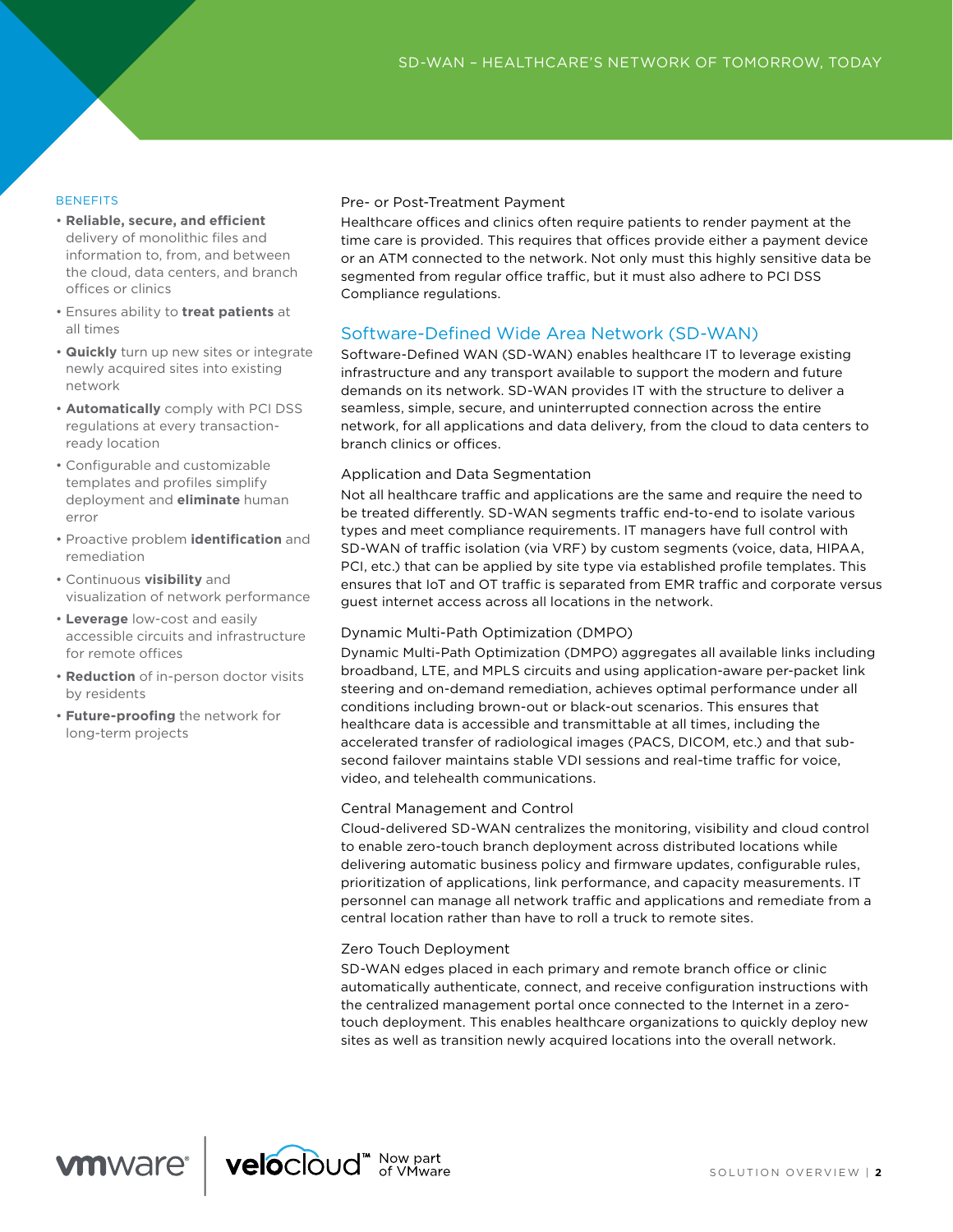## BENEFITS

- **Reliable, secure, and efficient** delivery of monolithic files and information to, from, and between the cloud, data centers, and branch offices or clinics
- Ensures ability to **treat patients** at all times
- **Quickly** turn up new sites or integrate newly acquired sites into existing network
- **Automatically** comply with PCI DSS regulations at every transaction-ready location
- Configurable and customizable templates and profiles simplify deployment and **eliminate** human error
- Proactive problem **identification** and remediation
- Continuous **visibility** and visualization of network performance
- **Leverage** low-cost and easily accessible circuits and infrastructure for remote offices
- **Reduction** of in-person doctor visits by residents
- **Future-proofing** the network for long-term projects

### Pre- or Post-Treatment Payment

Healthcare offices and clinics often require patients to render payment at the time care is provided. This requires that offices provide either a payment device or an ATM connected to the network. Not only must this highly sensitive data be segmented from regular office traffic, but it must also adhere to PCI DSS Compliance regulations.

## Software-Defined Wide Area Network (SD-WAN)

Software-Defined WAN (SD-WAN) enables healthcare IT to leverage existing infrastructure and any transport available to support the modern and future demands on its network. SD-WAN provides IT with the structure to deliver a seamless, simple, secure, and uninterrupted connection across the entire network, for all applications and data delivery, from the cloud to data centers to branch clinics or offices.

### Application and Data Segmentation

Not all healthcare traffic and applications are the same and require the need to be treated differently. SD-WAN segments traffic end-to-end to isolate various types and meet compliance requirements. IT managers have full control with SD-WAN of traffic isolation (via VRF) by custom segments (voice, data, HIPAA, PCI, etc.) that can be applied by site type via established profile templates. This ensures that IoT and OT traffic is separated from EMR traffic and corporate versus guest internet access across all locations in the network.

### Dynamic Multi-Path Optimization (DMPO)

Dynamic Multi-Path Optimization (DMPO) aggregates all available links including broadband, LTE, and MPLS circuits and using application-aware per-packet link steering and on-demand remediation, achieves optimal performance under all conditions including brown-out or black-out scenarios. This ensures that healthcare data is accessible and transmittable at all times, including the accelerated transfer of radiological images (PACS, DICOM, etc.) and that sub-second failover maintains stable VDI sessions and real-time traffic for voice, video, and telehealth communications.

### Central Management and Control

Cloud-delivered SD-WAN centralizes the monitoring, visibility and cloud control to enable zero-touch branch deployment across distributed locations while delivering automatic business policy and firmware updates, configurable rules, prioritization of applications, link performance, and capacity measurements. IT personnel can manage all network traffic and applications and remediate from a central location rather than have to roll a truck to remote sites.

### Zero Touch Deployment

SD-WAN edges placed in each primary and remote branch office or clinic automatically authenticate, connect, and receive configuration instructions with the centralized management portal once connected to the Internet in a zero-touch deployment. This enables healthcare organizations to quickly deploy new sites as well as transition newly acquired locations into the overall network.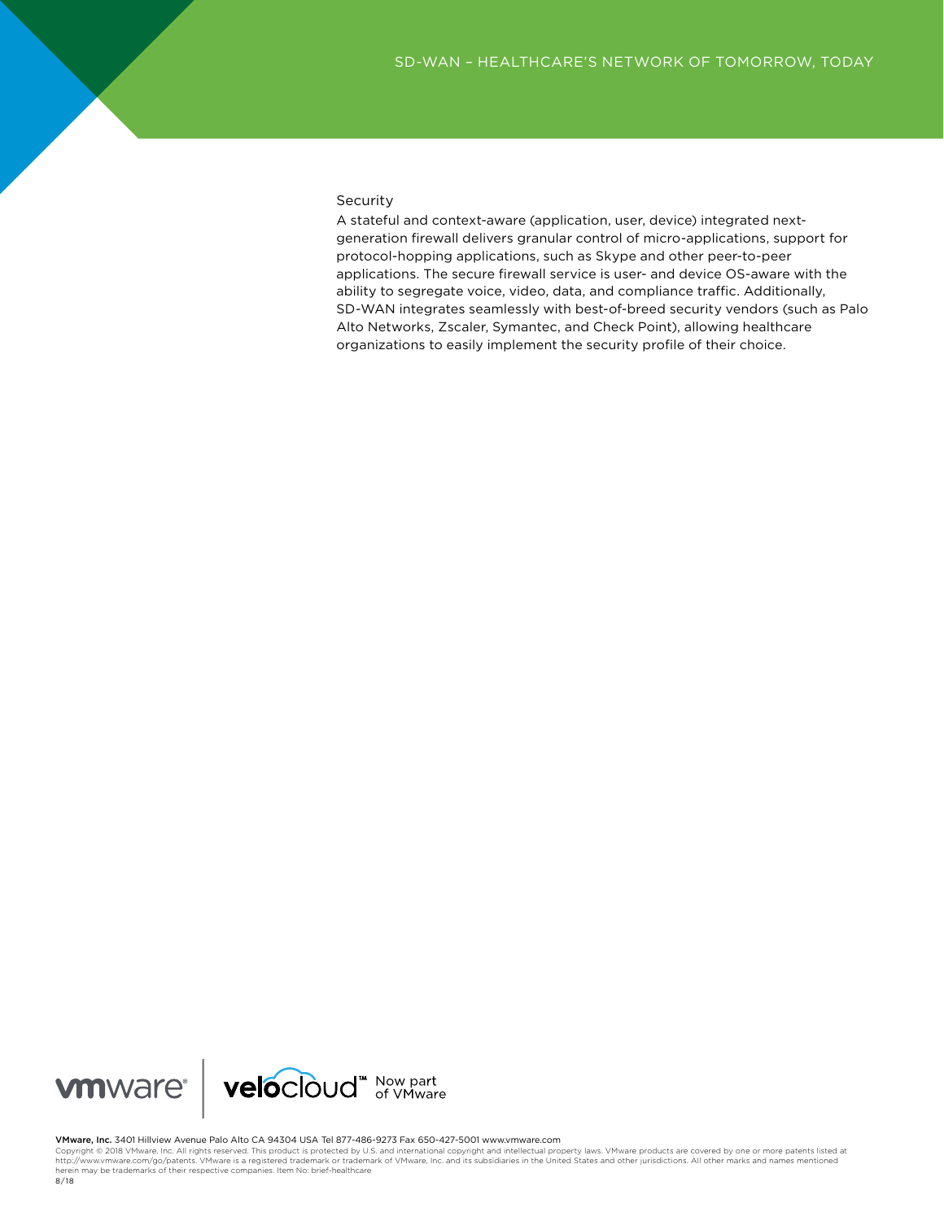### Security

A stateful and context-aware (application, user, device) integrated next-generation firewall delivers granular control of micro-applications, support for protocol-hopping applications, such as Skype and other peer-to-peer applications. The secure firewall service is user- and device OS-aware with the ability to segregate voice, video, data, and compliance traffic. Additionally, SD-WAN integrates seamlessly with best-of-breed security vendors (such as Palo Alto Networks, Zscaler, Symantec, and Check Point), allowing healthcare organizations to easily implement the security profile of their choice.

vmware | velocloud™ Now part of VMware

**VMware, Inc.** 3401 Hillview Avenue Palo Alto CA 94304 USA Tel 877-486-9273 Fax 650-427-5001 www.vmware.com
Copyright © 2018 VMware, Inc. All rights reserved. This product is protected by U.S. and international copyright and intellectual property laws. VMware products are covered by one or more patents listed at http://www.vmware.com/go/patents. VMware is a registered trademark or trademark of VMware, Inc. and its subsidiaries in the United States and other jurisdictions. All other marks and names mentioned herein may be trademarks of their respective companies. Item No: brief-healthcare
8/18